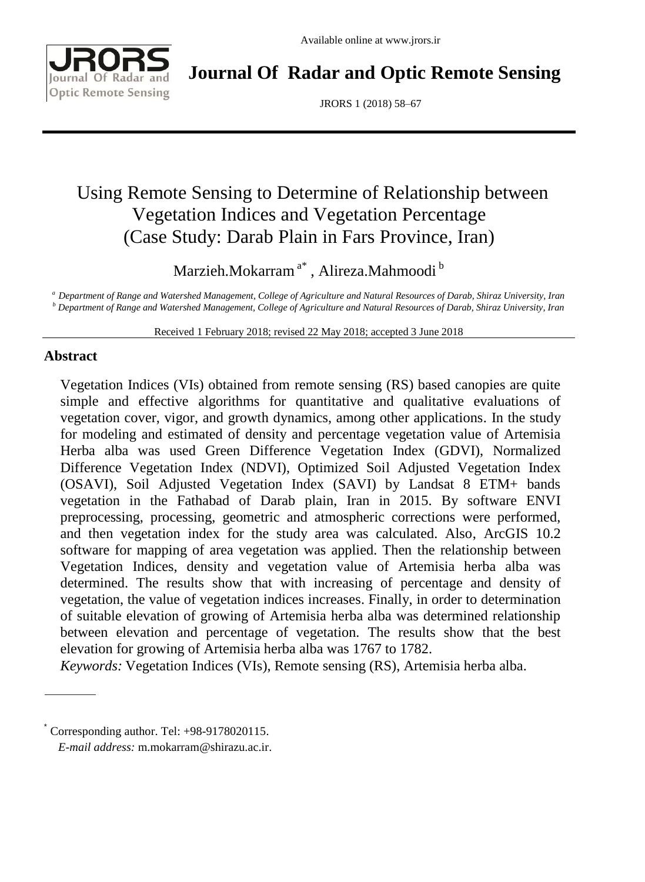# Using Remote Sensing to Determine of Relationship between Vegetation Indices and Vegetation Percentage (Case Study: Darab Plain in Fars Province, Iran)

Marzieh.Mokarram [a*] , Alireza.Mahmoodi [b]

[a] *Department of Range and Watershed Management, College of Agriculture and Natural Resources of Darab, Shiraz University, Iran*
[b] *Department of Range and Watershed Management, College of Agriculture and Natural Resources of Darab, Shiraz University, Iran*

Received 1 February 2018; revised 22 May 2018; accepted 3 June 2018

## Abstract

Vegetation Indices (VIs) obtained from remote sensing (RS) based canopies are quite simple and effective algorithms for quantitative and qualitative evaluations of vegetation cover, vigor, and growth dynamics, among other applications. In the study for modeling and estimated of density and percentage vegetation value of Artemisia Herba alba was used Green Difference Vegetation Index (GDVI), Normalized Difference Vegetation Index (NDVI), Optimized Soil Adjusted Vegetation Index (OSAVI), Soil Adjusted Vegetation Index (SAVI) by Landsat 8 ETM+ bands vegetation in the Fathabad of Darab plain, Iran in 2015. By software ENVI preprocessing, processing, geometric and atmospheric corrections were performed, and then vegetation index for the study area was calculated. Also, ArcGIS 10.2 software for mapping of area vegetation was applied. Then the relationship between Vegetation Indices, density and vegetation value of Artemisia herba alba was determined. The results show that with increasing of percentage and density of vegetation, the value of vegetation indices increases. Finally, in order to determination of suitable elevation of growing of Artemisia herba alba was determined relationship between elevation and percentage of vegetation. The results show that the best elevation for growing of Artemisia herba alba was 1767 to 1782.

*Keywords:* Vegetation Indices (VIs), Remote sensing (RS), Artemisia herba alba.

---

[*] Corresponding author. Tel: +98-9178020115.
*E-mail address:* m.mokarram@shirazu.ac.ir.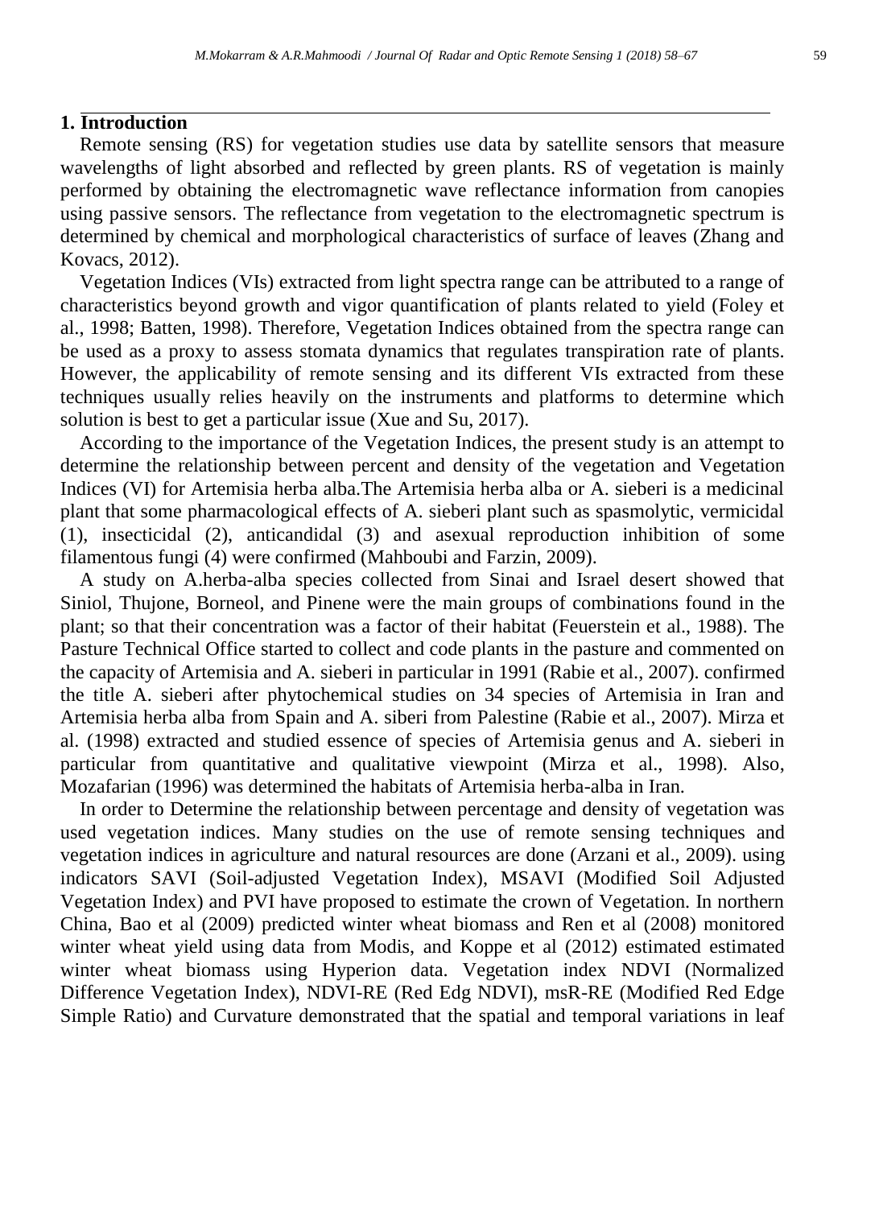## 1. Introduction

Remote sensing (RS) for vegetation studies use data by satellite sensors that measure wavelengths of light absorbed and reflected by green plants. RS of vegetation is mainly performed by obtaining the electromagnetic wave reflectance information from canopies using passive sensors. The reflectance from vegetation to the electromagnetic spectrum is determined by chemical and morphological characteristics of surface of leaves (Zhang and Kovacs, 2012).

Vegetation Indices (VIs) extracted from light spectra range can be attributed to a range of characteristics beyond growth and vigor quantification of plants related to yield (Foley et al., 1998; Batten, 1998). Therefore, Vegetation Indices obtained from the spectra range can be used as a proxy to assess stomata dynamics that regulates transpiration rate of plants. However, the applicability of remote sensing and its different VIs extracted from these techniques usually relies heavily on the instruments and platforms to determine which solution is best to get a particular issue (Xue and Su, 2017).

According to the importance of the Vegetation Indices, the present study is an attempt to determine the relationship between percent and density of the vegetation and Vegetation Indices (VI) for Artemisia herba alba.The Artemisia herba alba or A. sieberi is a medicinal plant that some pharmacological effects of A. sieberi plant such as spasmolytic, vermicidal (1), insecticidal (2), anticandidal (3) and asexual reproduction inhibition of some filamentous fungi (4) were confirmed (Mahboubi and Farzin, 2009).

A study on A.herba-alba species collected from Sinai and Israel desert showed that Siniol, Thujone, Borneol, and Pinene were the main groups of combinations found in the plant; so that their concentration was a factor of their habitat (Feuerstein et al., 1988). The Pasture Technical Office started to collect and code plants in the pasture and commented on the capacity of Artemisia and A. sieberi in particular in 1991 (Rabie et al., 2007). confirmed the title A. sieberi after phytochemical studies on 34 species of Artemisia in Iran and Artemisia herba alba from Spain and A. siberi from Palestine (Rabie et al., 2007). Mirza et al. (1998) extracted and studied essence of species of Artemisia genus and A. sieberi in particular from quantitative and qualitative viewpoint (Mirza et al., 1998). Also, Mozafarian (1996) was determined the habitats of Artemisia herba-alba in Iran.

In order to Determine the relationship between percentage and density of vegetation was used vegetation indices. Many studies on the use of remote sensing techniques and vegetation indices in agriculture and natural resources are done (Arzani et al., 2009). using indicators SAVI (Soil-adjusted Vegetation Index), MSAVI (Modified Soil Adjusted Vegetation Index) and PVI have proposed to estimate the crown of Vegetation. In northern China, Bao et al (2009) predicted winter wheat biomass and Ren et al (2008) monitored winter wheat yield using data from Modis, and Koppe et al (2012) estimated estimated winter wheat biomass using Hyperion data. Vegetation index NDVI (Normalized Difference Vegetation Index), NDVI-RE (Red Edg NDVI), msR-RE (Modified Red Edge Simple Ratio) and Curvature demonstrated that the spatial and temporal variations in leaf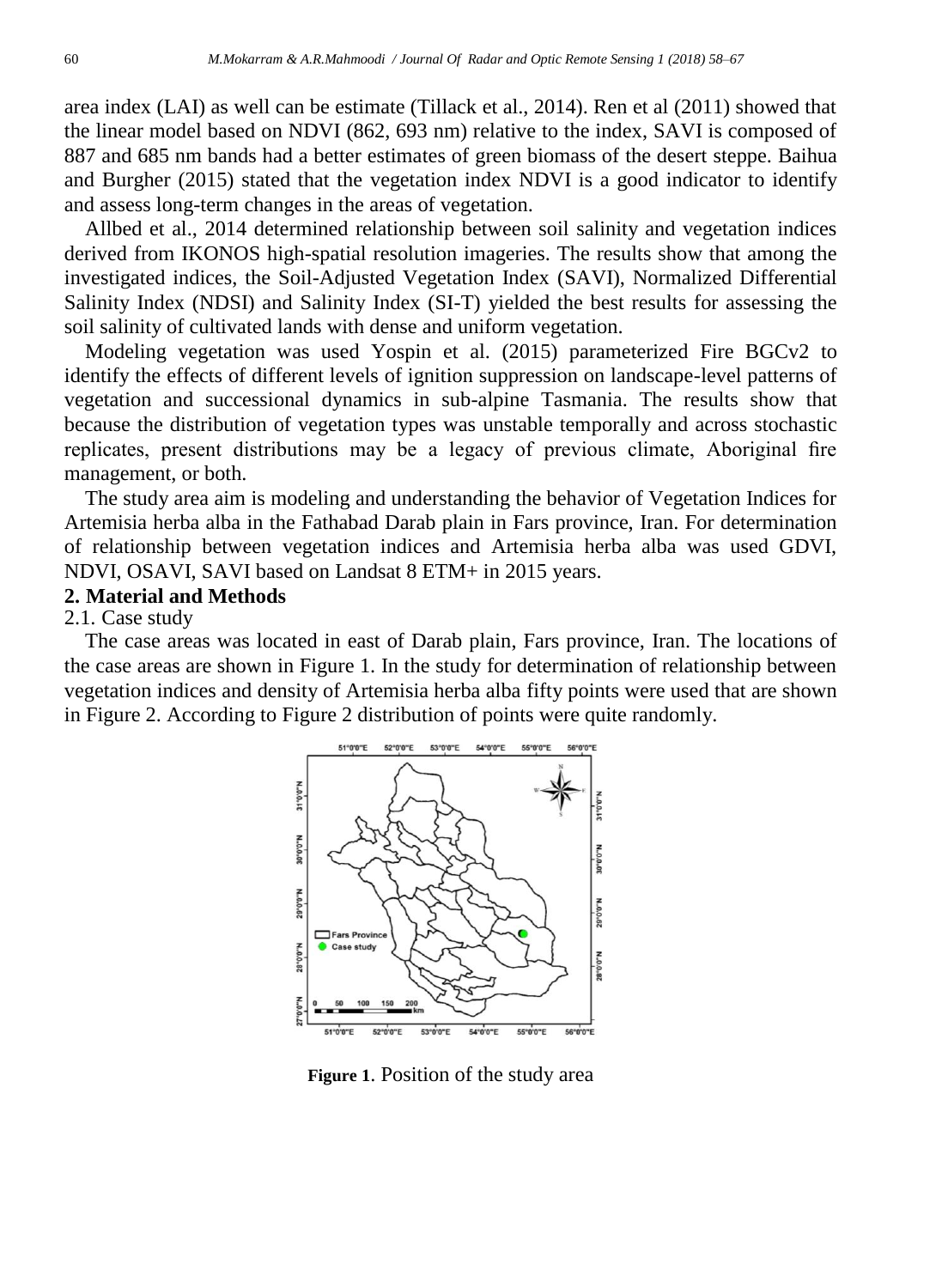area index (LAI) as well can be estimate (Tillack et al., 2014). Ren et al (2011) showed that the linear model based on NDVI (862, 693 nm) relative to the index, SAVI is composed of 887 and 685 nm bands had a better estimates of green biomass of the desert steppe. Baihua and Burgher (2015) stated that the vegetation index NDVI is a good indicator to identify and assess long-term changes in the areas of vegetation.

Allbed et al., 2014 determined relationship between soil salinity and vegetation indices derived from IKONOS high-spatial resolution imageries. The results show that among the investigated indices, the Soil-Adjusted Vegetation Index (SAVI), Normalized Differential Salinity Index (NDSI) and Salinity Index (SI-T) yielded the best results for assessing the soil salinity of cultivated lands with dense and uniform vegetation.

Modeling vegetation was used Yospin et al. (2015) parameterized Fire BGCv2 to identify the effects of different levels of ignition suppression on landscape-level patterns of vegetation and successional dynamics in sub-alpine Tasmania. The results show that because the distribution of vegetation types was unstable temporally and across stochastic replicates, present distributions may be a legacy of previous climate, Aboriginal fire management, or both.

The study area aim is modeling and understanding the behavior of Vegetation Indices for Artemisia herba alba in the Fathabad Darab plain in Fars province, Iran. For determination of relationship between vegetation indices and Artemisia herba alba was used GDVI, NDVI, OSAVI, SAVI based on Landsat 8 ETM+ in 2015 years.

## 2. Material and Methods

### 2.1. Case study

The case areas was located in east of Darab plain, Fars province, Iran. The locations of the case areas are shown in Figure 1. In the study for determination of relationship between vegetation indices and density of Artemisia herba alba fifty points were used that are shown in Figure 2. According to Figure 2 distribution of points were quite randomly.

**Figure 1**. Position of the study area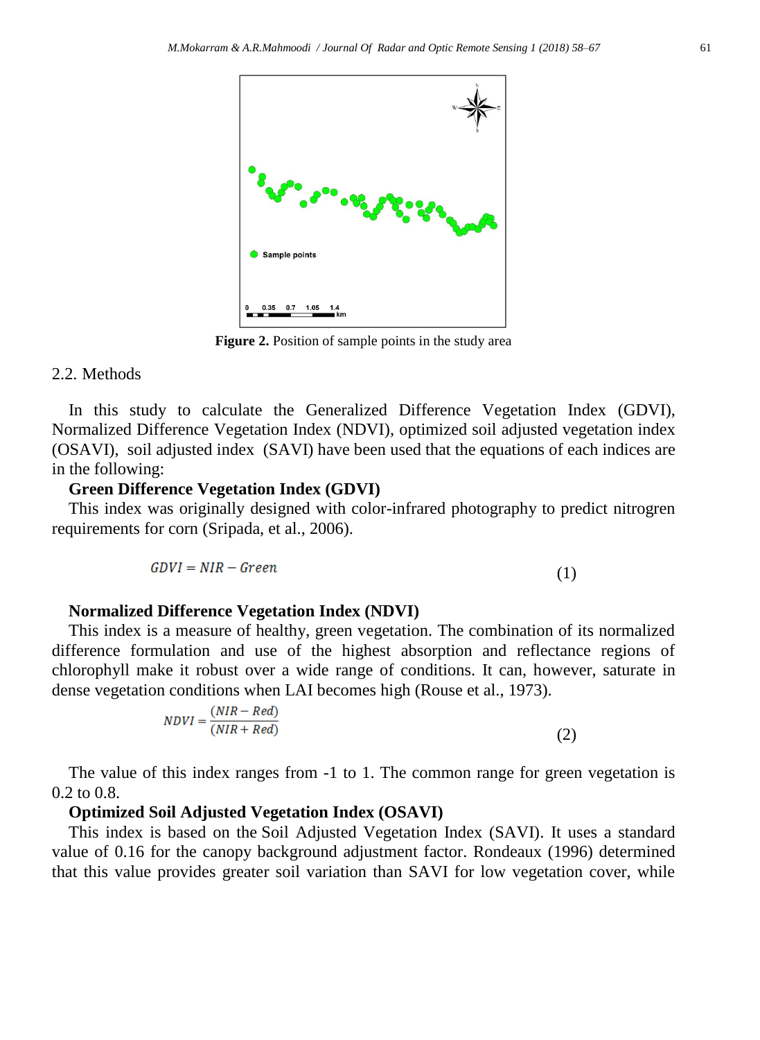Figure 2. Position of sample points in the study area

## 2.2. Methods

In this study to calculate the Generalized Difference Vegetation Index (GDVI), Normalized Difference Vegetation Index (NDVI), optimized soil adjusted vegetation index (OSAVI), soil adjusted index (SAVI) have been used that the equations of each indices are in the following:

**Green Difference Vegetation Index (GDVI)**

This index was originally designed with color-infrared photography to predict nitrogren requirements for corn (Sripada, et al., 2006).

$$GDVI = NIR - Green \tag{1}$$

**Normalized Difference Vegetation Index (NDVI)**

This index is a measure of healthy, green vegetation. The combination of its normalized difference formulation and use of the highest absorption and reflectance regions of chlorophyll make it robust over a wide range of conditions. It can, however, saturate in dense vegetation conditions when LAI becomes high (Rouse et al., 1973).

$$NDVI = \frac{(NIR - Red)}{(NIR + Red)} \tag{2}$$

The value of this index ranges from -1 to 1. The common range for green vegetation is 0.2 to 0.8.

**Optimized Soil Adjusted Vegetation Index (OSAVI)**

This index is based on the Soil Adjusted Vegetation Index (SAVI). It uses a standard value of 0.16 for the canopy background adjustment factor. Rondeaux (1996) determined that this value provides greater soil variation than SAVI for low vegetation cover, while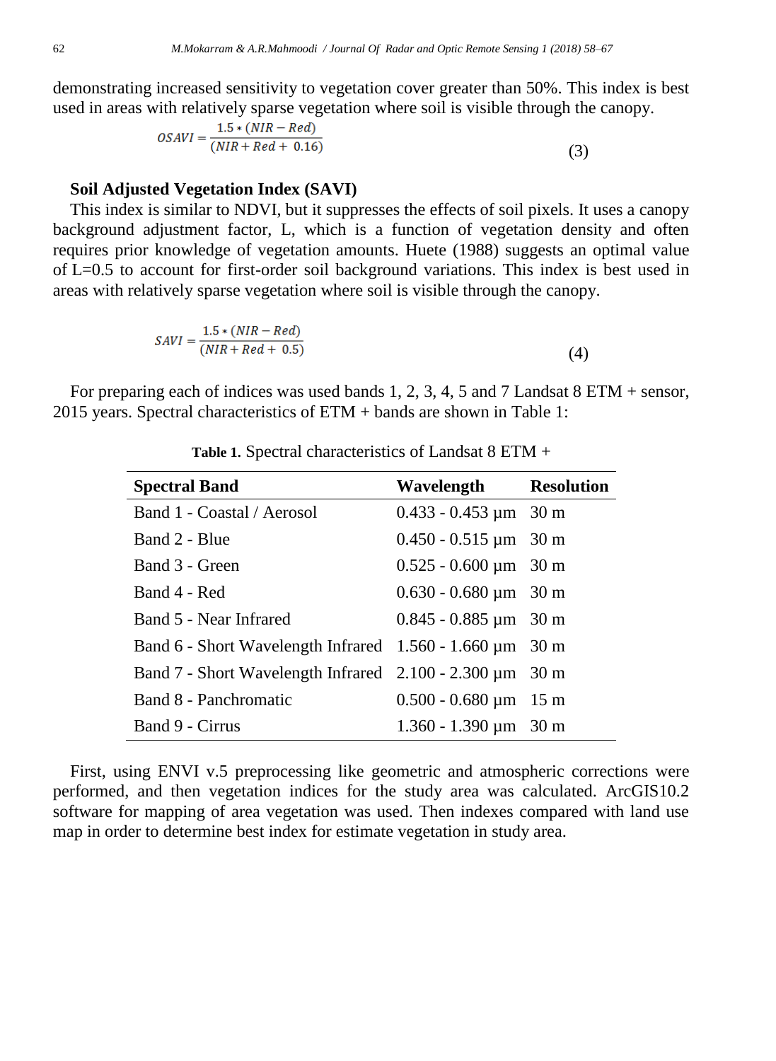demonstrating increased sensitivity to vegetation cover greater than 50%. This index is best used in areas with relatively sparse vegetation where soil is visible through the canopy.

$$OSAVI = \frac{1.5 * (NIR - Red)}{(NIR + Red + 0.16)} \tag{3}$$

**Soil Adjusted Vegetation Index (SAVI)**

This index is similar to NDVI, but it suppresses the effects of soil pixels. It uses a canopy background adjustment factor, L, which is a function of vegetation density and often requires prior knowledge of vegetation amounts. Huete (1988) suggests an optimal value of L=0.5 to account for first-order soil background variations. This index is best used in areas with relatively sparse vegetation where soil is visible through the canopy.

$$SAVI = \frac{1.5 * (NIR - Red)}{(NIR + Red + 0.5)} \tag{4}$$

For preparing each of indices was used bands 1, 2, 3, 4, 5 and 7 Landsat 8 ETM + sensor, 2015 years. Spectral characteristics of ETM + bands are shown in Table 1:

**Table 1.** Spectral characteristics of Landsat 8 ETM +

| Spectral Band | Wavelength | Resolution |
|---|---|---|
| Band 1 - Coastal / Aerosol | 0.433 - 0.453 µm | 30 m |
| Band 2 - Blue | 0.450 - 0.515 µm | 30 m |
| Band 3 - Green | 0.525 - 0.600 µm | 30 m |
| Band 4 - Red | 0.630 - 0.680 µm | 30 m |
| Band 5 - Near Infrared | 0.845 - 0.885 µm | 30 m |
| Band 6 - Short Wavelength Infrared | 1.560 - 1.660 µm | 30 m |
| Band 7 - Short Wavelength Infrared | 2.100 - 2.300 µm | 30 m |
| Band 8 - Panchromatic | 0.500 - 0.680 µm | 15 m |
| Band 9 - Cirrus | 1.360 - 1.390 µm | 30 m |

First, using ENVI v.5 preprocessing like geometric and atmospheric corrections were performed, and then vegetation indices for the study area was calculated. ArcGIS10.2 software for mapping of area vegetation was used. Then indexes compared with land use map in order to determine best index for estimate vegetation in study area.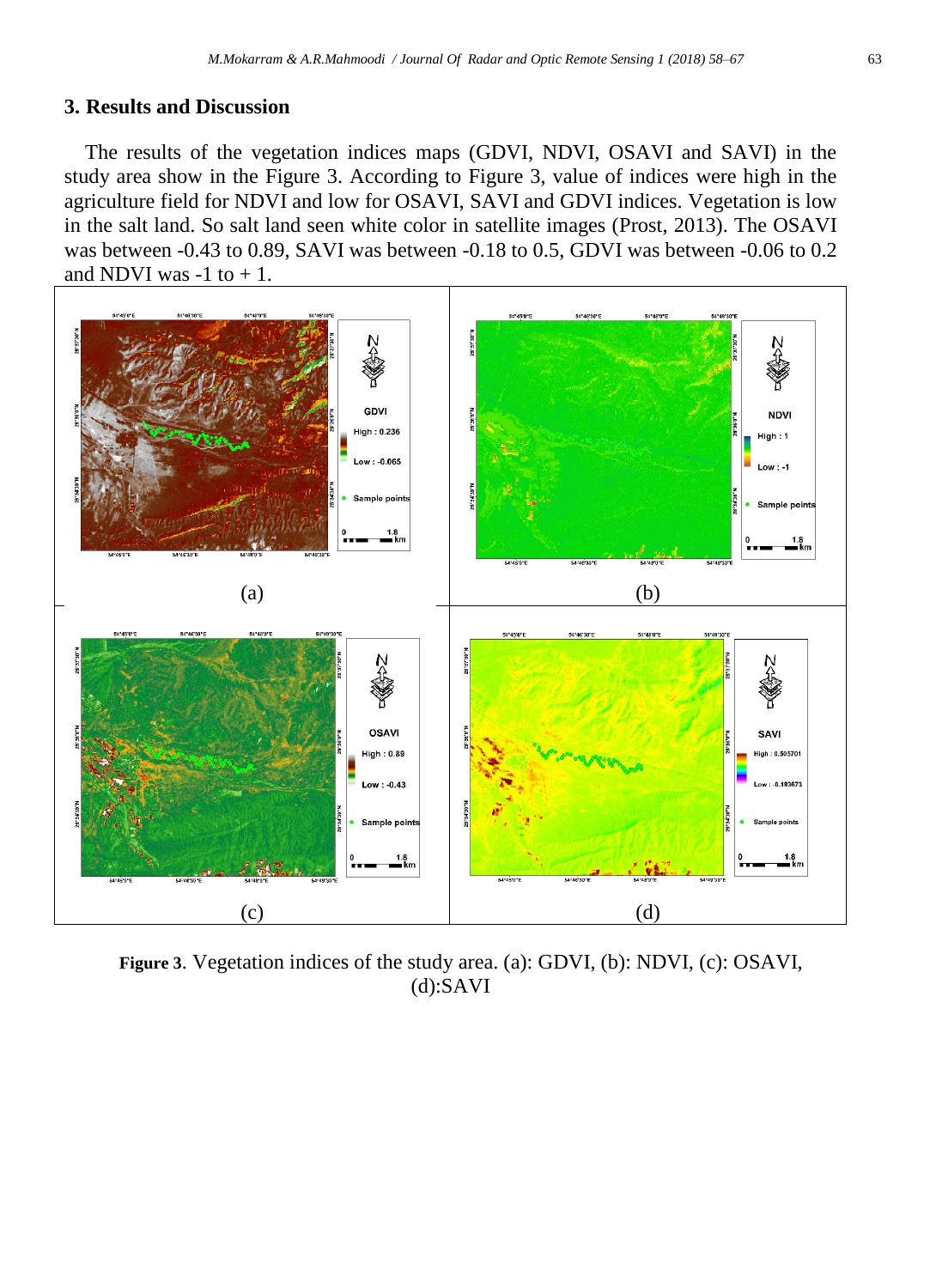## 3. Results and Discussion

The results of the vegetation indices maps (GDVI, NDVI, OSAVI and SAVI) in the study area show in the Figure 3. According to Figure 3, value of indices were high in the agriculture field for NDVI and low for OSAVI, SAVI and GDVI indices. Vegetation is low in the salt land. So salt land seen white color in satellite images (Prost, 2013). The OSAVI was between -0.43 to 0.89, SAVI was between -0.18 to 0.5, GDVI was between -0.06 to 0.2 and NDVI was -1 to + 1.

**Figure 3**. Vegetation indices of the study area. (a): GDVI, (b): NDVI, (c): OSAVI, (d):SAVI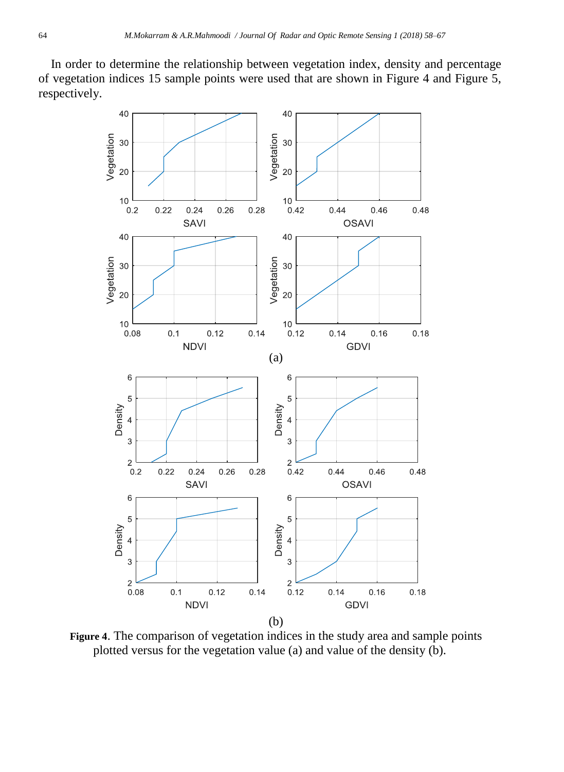In order to determine the relationship between vegetation index, density and percentage of vegetation indices 15 sample points were used that are shown in Figure 4 and Figure 5, respectively.

(a)

(b)

**Figure 4**. The comparison of vegetation indices in the study area and sample points plotted versus for the vegetation value (a) and value of the density (b).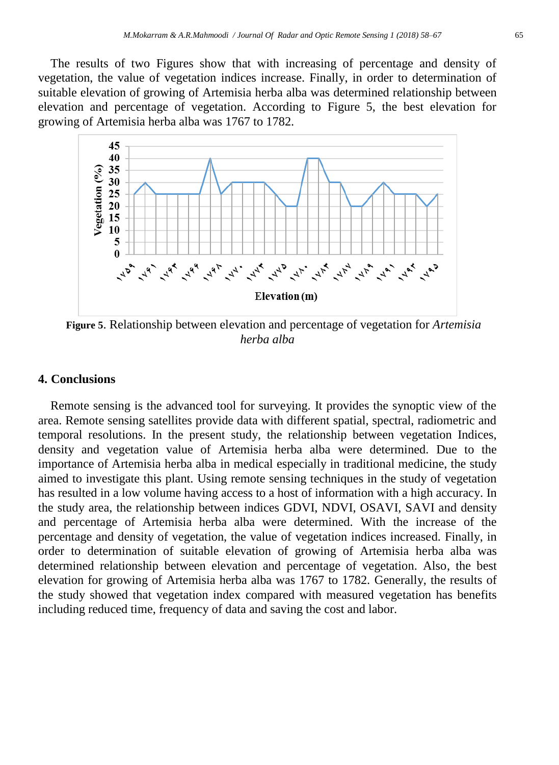The results of two Figures show that with increasing of percentage and density of vegetation, the value of vegetation indices increase. Finally, in order to determination of suitable elevation of growing of Artemisia herba alba was determined relationship between elevation and percentage of vegetation. According to Figure 5, the best elevation for growing of Artemisia herba alba was 1767 to 1782.

**Figure 5**. Relationship between elevation and percentage of vegetation for *Artemisia herba alba*

## 4. Conclusions

Remote sensing is the advanced tool for surveying. It provides the synoptic view of the area. Remote sensing satellites provide data with different spatial, spectral, radiometric and temporal resolutions. In the present study, the relationship between vegetation Indices, density and vegetation value of Artemisia herba alba were determined. Due to the importance of Artemisia herba alba in medical especially in traditional medicine, the study aimed to investigate this plant. Using remote sensing techniques in the study of vegetation has resulted in a low volume having access to a host of information with a high accuracy. In the study area, the relationship between indices GDVI, NDVI, OSAVI, SAVI and density and percentage of Artemisia herba alba were determined. With the increase of the percentage and density of vegetation, the value of vegetation indices increased. Finally, in order to determination of suitable elevation of growing of Artemisia herba alba was determined relationship between elevation and percentage of vegetation. Also, the best elevation for growing of Artemisia herba alba was 1767 to 1782. Generally, the results of the study showed that vegetation index compared with measured vegetation has benefits including reduced time, frequency of data and saving the cost and labor.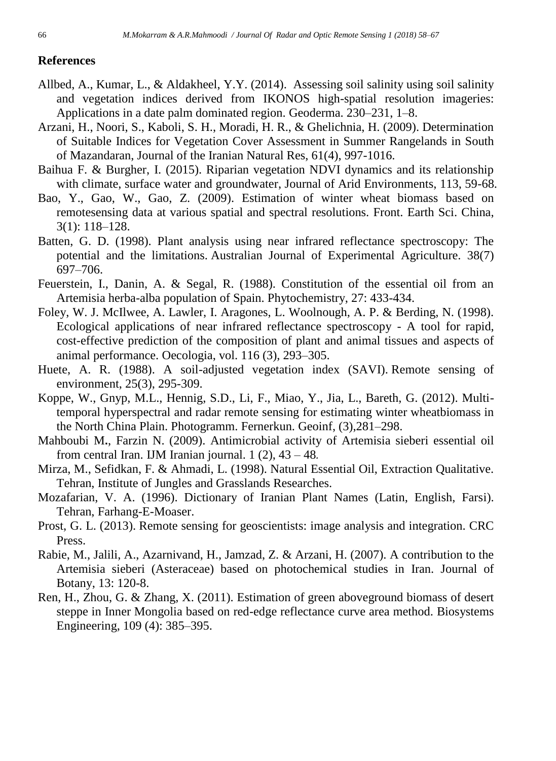## References

Allbed, A., Kumar, L., & Aldakheel, Y.Y. (2014). Assessing soil salinity using soil salinity and vegetation indices derived from IKONOS high-spatial resolution imageries: Applications in a date palm dominated region. Geoderma. 230–231, 1–8.

Arzani, H., Noori, S., Kaboli, S. H., Moradi, H. R., & Ghelichnia, H. (2009). Determination of Suitable Indices for Vegetation Cover Assessment in Summer Rangelands in South of Mazandaran, Journal of the Iranian Natural Res, 61(4), 997-1016.

Baihua F. & Burgher, I. (2015). Riparian vegetation NDVI dynamics and its relationship with climate, surface water and groundwater, Journal of Arid Environments, 113, 59-68.

Bao, Y., Gao, W., Gao, Z. (2009). Estimation of winter wheat biomass based on remotesensing data at various spatial and spectral resolutions. Front. Earth Sci. China, 3(1): 118–128.

Batten, G. D. (1998). Plant analysis using near infrared reflectance spectroscopy: The potential and the limitations. Australian Journal of Experimental Agriculture. 38(7) 697–706.

Feuerstein, I., Danin, A. & Segal, R. (1988). Constitution of the essential oil from an Artemisia herba-alba population of Spain. Phytochemistry, 27: 433-434.

Foley, W. J. McIlwee, A. Lawler, I. Aragones, L. Woolnough, A. P. & Berding, N. (1998). Ecological applications of near infrared reflectance spectroscopy - A tool for rapid, cost-effective prediction of the composition of plant and animal tissues and aspects of animal performance. Oecologia, vol. 116 (3), 293–305.

Huete, A. R. (1988). A soil-adjusted vegetation index (SAVI). Remote sensing of environment, 25(3), 295-309.

Koppe, W., Gnyp, M.L., Hennig, S.D., Li, F., Miao, Y., Jia, L., Bareth, G. (2012). Multi-temporal hyperspectral and radar remote sensing for estimating winter wheatbiomass in the North China Plain. Photogramm. Fernerkun. Geoinf, (3),281–298.

Mahboubi M**.**, Farzin N. (2009). Antimicrobial activity of Artemisia sieberi essential oil from central Iran. IJM Iranian journal. 1 (2), 43 – 48.

Mirza, M., Sefidkan, F. & Ahmadi, L. (1998). Natural Essential Oil, Extraction Qualitative. Tehran, Institute of Jungles and Grasslands Researches.

Mozafarian, V. A. (1996). Dictionary of Iranian Plant Names (Latin, English, Farsi). Tehran, Farhang-E-Moaser.

Prost, G. L. (2013). Remote sensing for geoscientists: image analysis and integration. CRC Press.

Rabie, M., Jalili, A., Azarnivand, H., Jamzad, Z. & Arzani, H. (2007). A contribution to the Artemisia sieberi (Asteraceae) based on photochemical studies in Iran. Journal of Botany, 13: 120-8.

Ren, H., Zhou, G. & Zhang, X. (2011). Estimation of green aboveground biomass of desert steppe in Inner Mongolia based on red-edge reflectance curve area method. Biosystems Engineering, 109 (4): 385–395.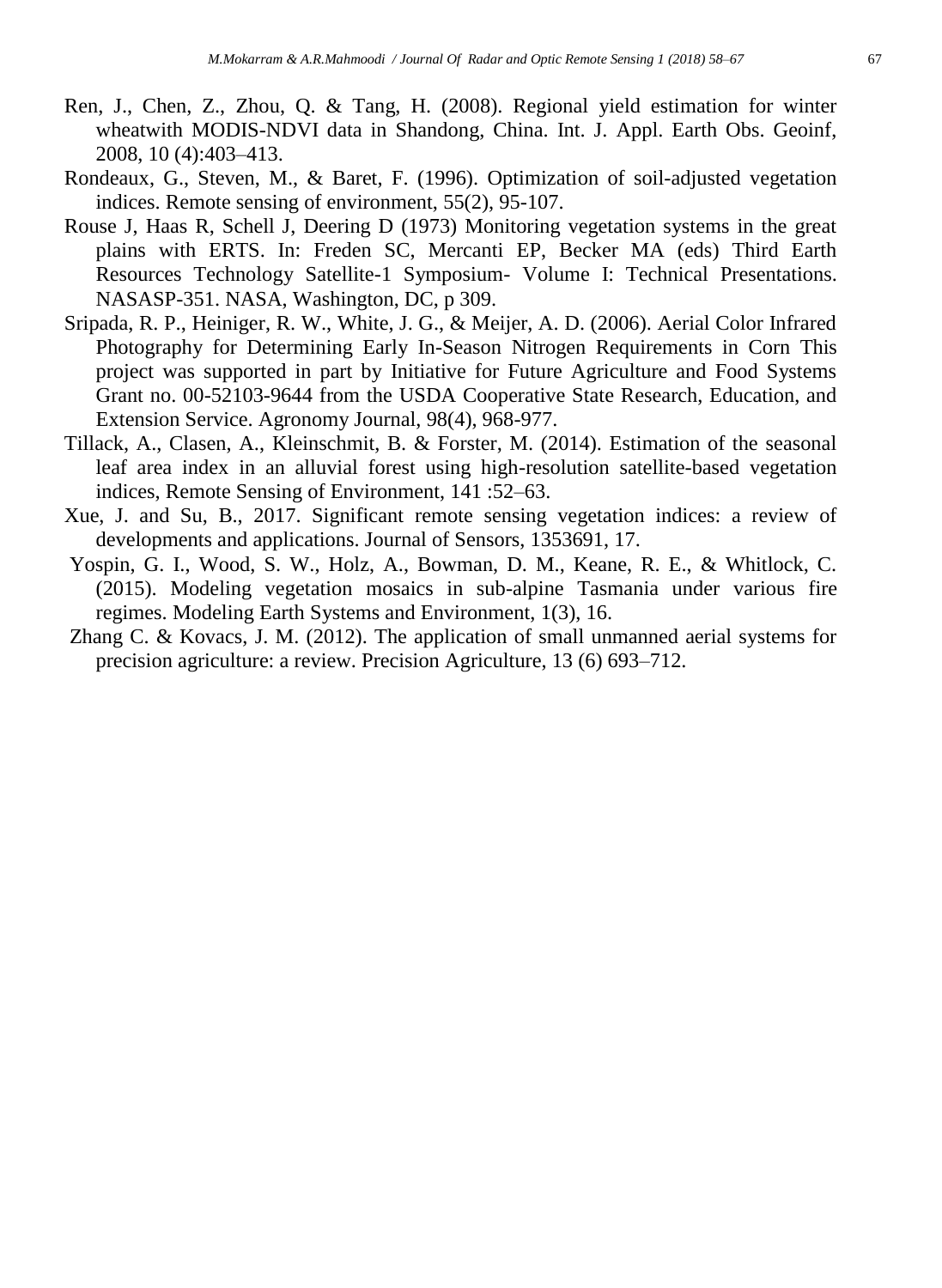Ren, J., Chen, Z., Zhou, Q. & Tang, H. (2008). Regional yield estimation for winter wheatwith MODIS-NDVI data in Shandong, China. Int. J. Appl. Earth Obs. Geoinf, 2008, 10 (4):403–413.

Rondeaux, G., Steven, M., & Baret, F. (1996). Optimization of soil-adjusted vegetation indices. Remote sensing of environment, 55(2), 95-107.

Rouse J, Haas R, Schell J, Deering D (1973) Monitoring vegetation systems in the great plains with ERTS. In: Freden SC, Mercanti EP, Becker MA (eds) Third Earth Resources Technology Satellite-1 Symposium- Volume I: Technical Presentations. NASASP-351. NASA, Washington, DC, p 309.

Sripada, R. P., Heiniger, R. W., White, J. G., & Meijer, A. D. (2006). Aerial Color Infrared Photography for Determining Early In-Season Nitrogen Requirements in Corn This project was supported in part by Initiative for Future Agriculture and Food Systems Grant no. 00-52103-9644 from the USDA Cooperative State Research, Education, and Extension Service. Agronomy Journal, 98(4), 968-977.

Tillack, A., Clasen, A., Kleinschmit, B. & Forster, M. (2014). Estimation of the seasonal leaf area index in an alluvial forest using high-resolution satellite-based vegetation indices, Remote Sensing of Environment, 141 :52–63.

Xue, J. and Su, B., 2017. Significant remote sensing vegetation indices: a review of developments and applications. Journal of Sensors, 1353691, 17.

Yospin, G. I., Wood, S. W., Holz, A., Bowman, D. M., Keane, R. E., & Whitlock, C. (2015). Modeling vegetation mosaics in sub-alpine Tasmania under various fire regimes. Modeling Earth Systems and Environment, 1(3), 16.

Zhang C. & Kovacs, J. M. (2012). The application of small unmanned aerial systems for precision agriculture: a review. Precision Agriculture, 13 (6) 693–712.